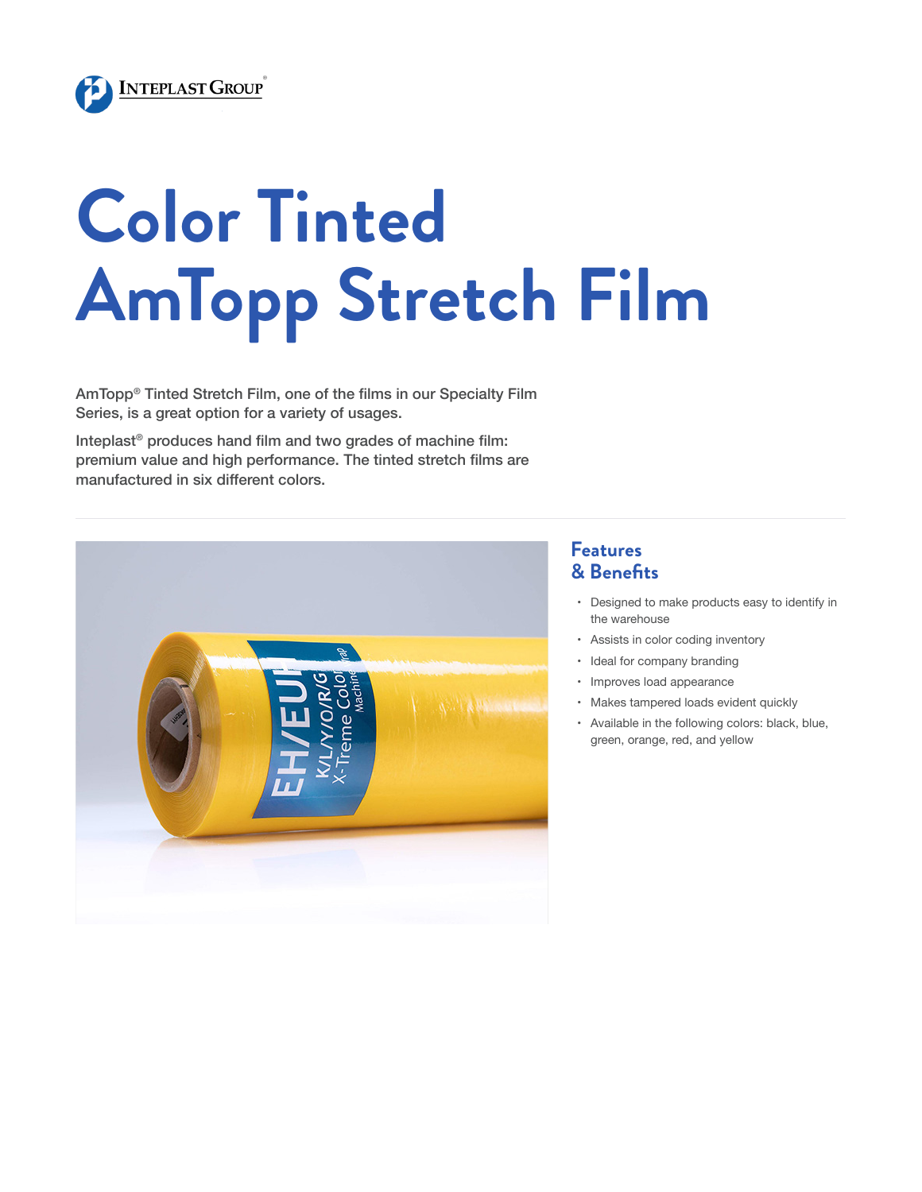Inteplast Group®

# Color Tinted AmTopp Stretch Film

AmTopp® Tinted Stretch Film, one of the films in our Specialty Film Series, is a great option for a variety of usages.

Inteplast® produces hand film and two grades of machine film: premium value and high performance. The tinted stretch films are manufactured in six different colors.

## Features & Benefits

- Designed to make products easy to identify in the warehouse
- Assists in color coding inventory
- Ideal for company branding
- Improves load appearance
- Makes tampered loads evident quickly
- Available in the following colors: black, blue, green, orange, red, and yellow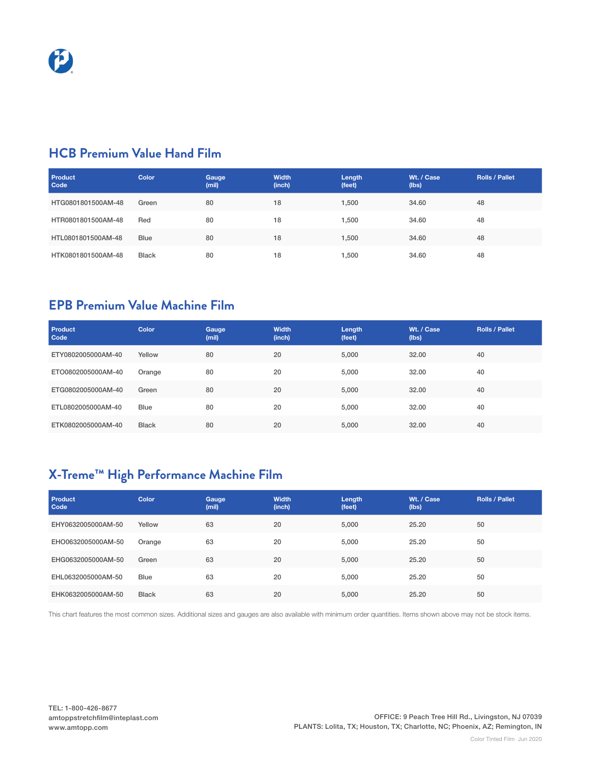## HCB Premium Value Hand Film

| Product Code | Color | Gauge (mil) | Width (inch) | Length (feet) | Wt. / Case (lbs) | Rolls / Pallet |
|---|---|---|---|---|---|---|
| HTG0801801500AM-48 | Green | 80 | 18 | 1,500 | 34.60 | 48 |
| HTR0801801500AM-48 | Red | 80 | 18 | 1,500 | 34.60 | 48 |
| HTL0801801500AM-48 | Blue | 80 | 18 | 1,500 | 34.60 | 48 |
| HTK0801801500AM-48 | Black | 80 | 18 | 1,500 | 34.60 | 48 |

## EPB Premium Value Machine Film

| Product Code | Color | Gauge (mil) | Width (inch) | Length (feet) | Wt. / Case (lbs) | Rolls / Pallet |
|---|---|---|---|---|---|---|
| ETY0802005000AM-40 | Yellow | 80 | 20 | 5,000 | 32.00 | 40 |
| ETO0802005000AM-40 | Orange | 80 | 20 | 5,000 | 32.00 | 40 |
| ETG0802005000AM-40 | Green | 80 | 20 | 5,000 | 32.00 | 40 |
| ETL0802005000AM-40 | Blue | 80 | 20 | 5,000 | 32.00 | 40 |
| ETK0802005000AM-40 | Black | 80 | 20 | 5,000 | 32.00 | 40 |

## X-Treme™ High Performance Machine Film

| Product Code | Color | Gauge (mil) | Width (inch) | Length (feet) | Wt. / Case (lbs) | Rolls / Pallet |
|---|---|---|---|---|---|---|
| EHY0632005000AM-50 | Yellow | 63 | 20 | 5,000 | 25.20 | 50 |
| EHO0632005000AM-50 | Orange | 63 | 20 | 5,000 | 25.20 | 50 |
| EHG0632005000AM-50 | Green | 63 | 20 | 5,000 | 25.20 | 50 |
| EHL0632005000AM-50 | Blue | 63 | 20 | 5,000 | 25.20 | 50 |
| EHK0632005000AM-50 | Black | 63 | 20 | 5,000 | 25.20 | 50 |

This chart features the most common sizes. Additional sizes and gauges are also available with minimum order quantities. Items shown above may not be stock items.

TEL: 1-800-426-8677
amtoppstretchfilm@inteplast.com
www.amtopp.com

OFFICE: 9 Peach Tree Hill Rd., Livingston, NJ 07039
PLANTS: Lolita, TX; Houston, TX; Charlotte, NC; Phoenix, AZ; Remington, IN

Color Tinted Film Jun 2020